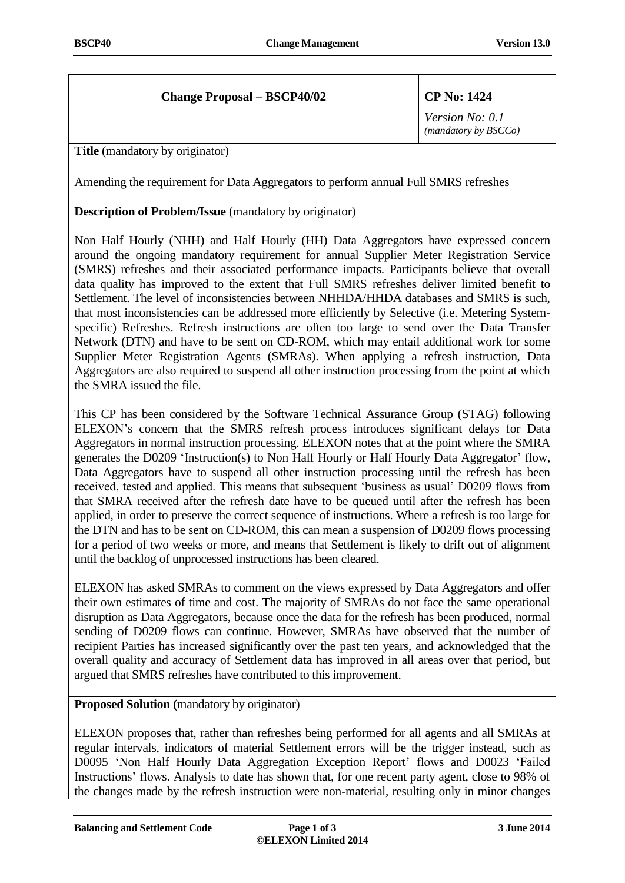| Change Proposal – BSCP40/02 | CP No: 1424<br>*Version No: 0.1*<br>*(mandatory by BSCCo)* |
|---|---|

**Title** (mandatory by originator)

Amending the requirement for Data Aggregators to perform annual Full SMRS refreshes

**Description of Problem/Issue** (mandatory by originator)

Non Half Hourly (NHH) and Half Hourly (HH) Data Aggregators have expressed concern around the ongoing mandatory requirement for annual Supplier Meter Registration Service (SMRS) refreshes and their associated performance impacts. Participants believe that overall data quality has improved to the extent that Full SMRS refreshes deliver limited benefit to Settlement. The level of inconsistencies between NHHDA/HHDA databases and SMRS is such, that most inconsistencies can be addressed more efficiently by Selective (i.e. Metering System-specific) Refreshes. Refresh instructions are often too large to send over the Data Transfer Network (DTN) and have to be sent on CD-ROM, which may entail additional work for some Supplier Meter Registration Agents (SMRAs). When applying a refresh instruction, Data Aggregators are also required to suspend all other instruction processing from the point at which the SMRA issued the file.

This CP has been considered by the Software Technical Assurance Group (STAG) following ELEXON's concern that the SMRS refresh process introduces significant delays for Data Aggregators in normal instruction processing. ELEXON notes that at the point where the SMRA generates the D0209 'Instruction(s) to Non Half Hourly or Half Hourly Data Aggregator' flow, Data Aggregators have to suspend all other instruction processing until the refresh has been received, tested and applied. This means that subsequent 'business as usual' D0209 flows from that SMRA received after the refresh date have to be queued until after the refresh has been applied, in order to preserve the correct sequence of instructions. Where a refresh is too large for the DTN and has to be sent on CD-ROM, this can mean a suspension of D0209 flows processing for a period of two weeks or more, and means that Settlement is likely to drift out of alignment until the backlog of unprocessed instructions has been cleared.

ELEXON has asked SMRAs to comment on the views expressed by Data Aggregators and offer their own estimates of time and cost. The majority of SMRAs do not face the same operational disruption as Data Aggregators, because once the data for the refresh has been produced, normal sending of D0209 flows can continue. However, SMRAs have observed that the number of recipient Parties has increased significantly over the past ten years, and acknowledged that the overall quality and accuracy of Settlement data has improved in all areas over that period, but argued that SMRS refreshes have contributed to this improvement.

**Proposed Solution (**mandatory by originator)

ELEXON proposes that, rather than refreshes being performed for all agents and all SMRAs at regular intervals, indicators of material Settlement errors will be the trigger instead, such as D0095 'Non Half Hourly Data Aggregation Exception Report' flows and D0023 'Failed Instructions' flows. Analysis to date has shown that, for one recent party agent, close to 98% of the changes made by the refresh instruction were non-material, resulting only in minor changes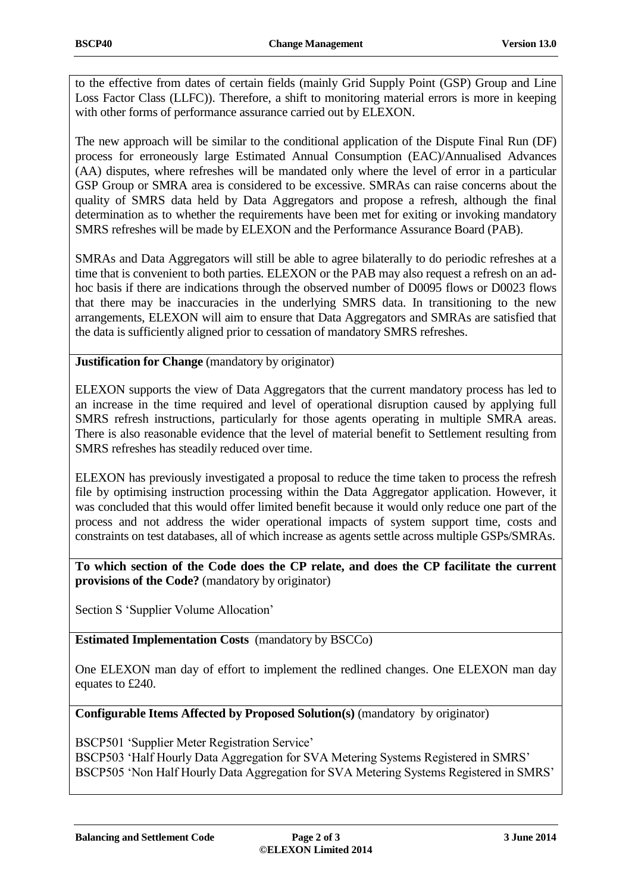to the effective from dates of certain fields (mainly Grid Supply Point (GSP) Group and Line Loss Factor Class (LLFC)). Therefore, a shift to monitoring material errors is more in keeping with other forms of performance assurance carried out by ELEXON.

The new approach will be similar to the conditional application of the Dispute Final Run (DF) process for erroneously large Estimated Annual Consumption (EAC)/Annualised Advances (AA) disputes, where refreshes will be mandated only where the level of error in a particular GSP Group or SMRA area is considered to be excessive. SMRAs can raise concerns about the quality of SMRS data held by Data Aggregators and propose a refresh, although the final determination as to whether the requirements have been met for exiting or invoking mandatory SMRS refreshes will be made by ELEXON and the Performance Assurance Board (PAB).

SMRAs and Data Aggregators will still be able to agree bilaterally to do periodic refreshes at a time that is convenient to both parties. ELEXON or the PAB may also request a refresh on an ad-hoc basis if there are indications through the observed number of D0095 flows or D0023 flows that there may be inaccuracies in the underlying SMRS data. In transitioning to the new arrangements, ELEXON will aim to ensure that Data Aggregators and SMRAs are satisfied that the data is sufficiently aligned prior to cessation of mandatory SMRS refreshes.

**Justification for Change** (mandatory by originator)

ELEXON supports the view of Data Aggregators that the current mandatory process has led to an increase in the time required and level of operational disruption caused by applying full SMRS refresh instructions, particularly for those agents operating in multiple SMRA areas. There is also reasonable evidence that the level of material benefit to Settlement resulting from SMRS refreshes has steadily reduced over time.

ELEXON has previously investigated a proposal to reduce the time taken to process the refresh file by optimising instruction processing within the Data Aggregator application. However, it was concluded that this would offer limited benefit because it would only reduce one part of the process and not address the wider operational impacts of system support time, costs and constraints on test databases, all of which increase as agents settle across multiple GSPs/SMRAs.

**To which section of the Code does the CP relate, and does the CP facilitate the current provisions of the Code?** (mandatory by originator)

Section S 'Supplier Volume Allocation'

**Estimated Implementation Costs** (mandatory by BSCCo)

One ELEXON man day of effort to implement the redlined changes. One ELEXON man day equates to £240.

**Configurable Items Affected by Proposed Solution(s)** (mandatory by originator)

BSCP501 'Supplier Meter Registration Service'
BSCP503 'Half Hourly Data Aggregation for SVA Metering Systems Registered in SMRS'
BSCP505 'Non Half Hourly Data Aggregation for SVA Metering Systems Registered in SMRS'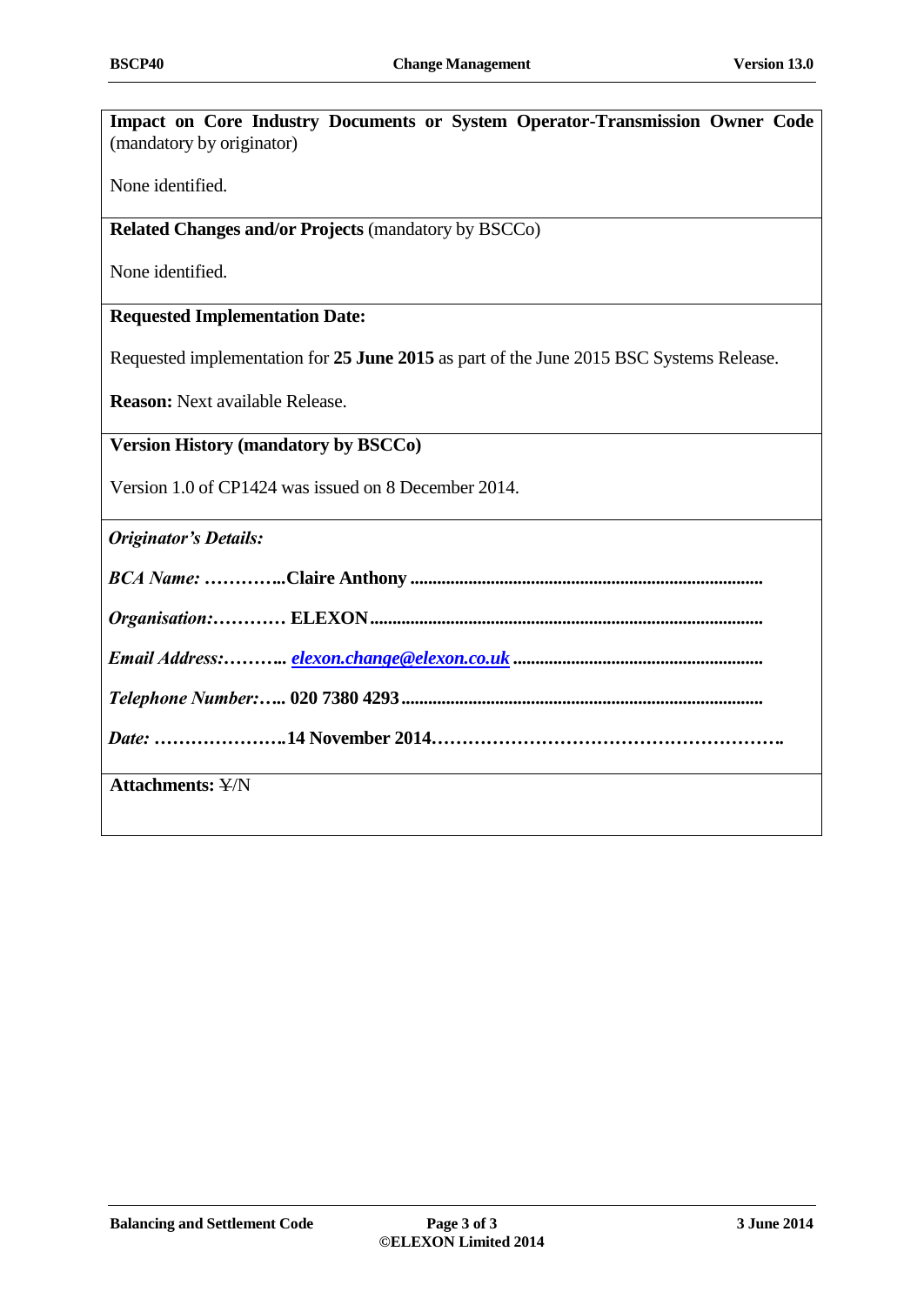**Impact on Core Industry Documents or System Operator-Transmission Owner Code** (mandatory by originator)

None identified.

**Related Changes and/or Projects** (mandatory by BSCCo)

None identified.

**Requested Implementation Date:**

Requested implementation for **25 June 2015** as part of the June 2015 BSC Systems Release.

**Reason:** Next available Release.

**Version History (mandatory by BSCCo)**

Version 1.0 of CP1424 was issued on 8 December 2014.

***Originator's Details:***

***BCA Name: …………..*****Claire Anthony ..............................................................................**

***Organisation:…………*** **ELEXON.......................................................................................**

***Email Address:……….*** ***elexon.change@elexon.co.uk*** **.......................................................**

***Telephone Number:…..*** **020 7380 4293...............................................................................**

***Date:*** **…………………..14 November 2014………………………………………………….**

**Attachments:** ~~Y~~/N